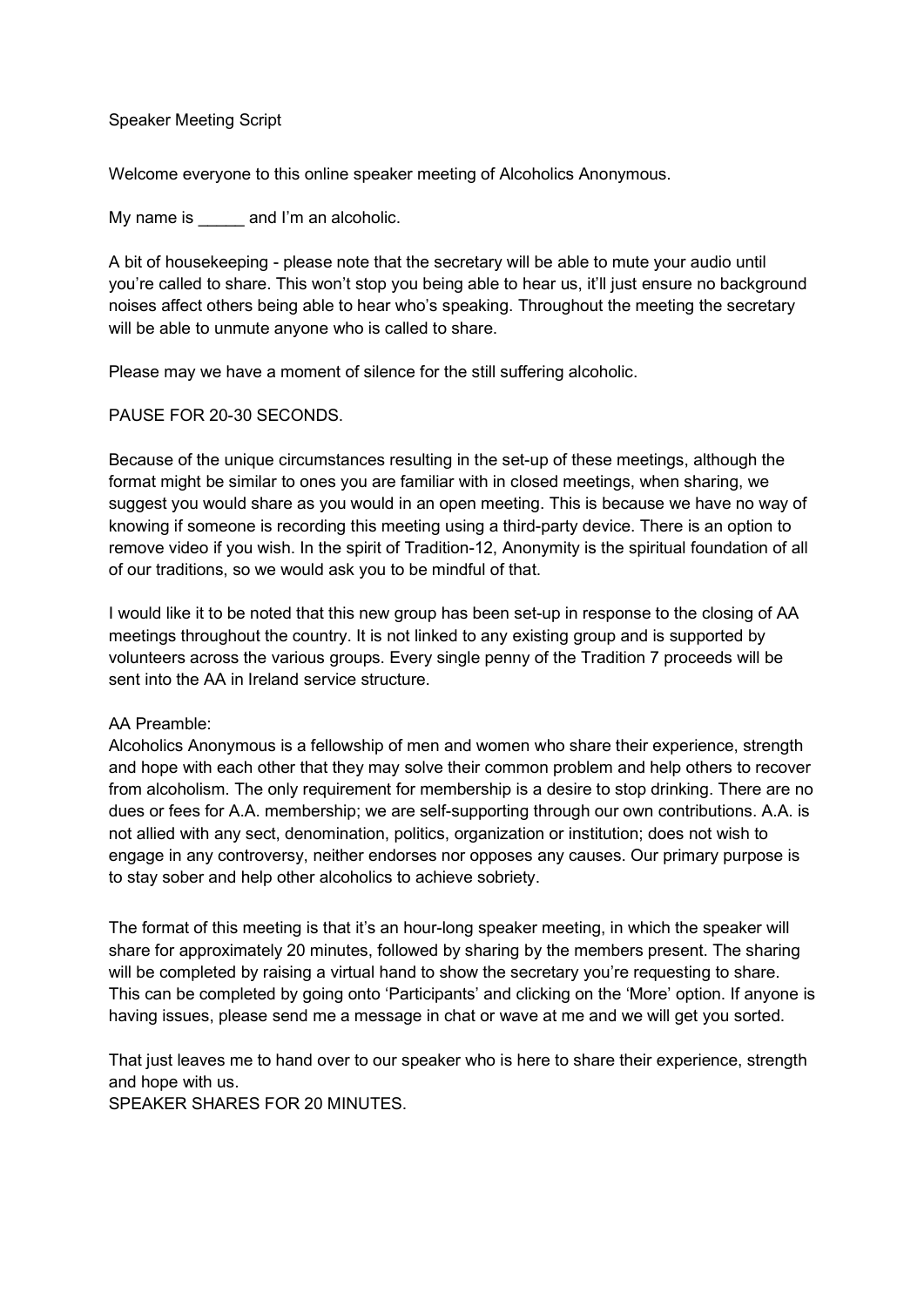# Speaker Meeting Script

Welcome everyone to this online speaker meeting of Alcoholics Anonymous.

My name is _____ and I'm an alcoholic.

A bit of housekeeping - please note that the secretary will be able to mute your audio until you're called to share. This won't stop you being able to hear us, it'll just ensure no background noises affect others being able to hear who's speaking. Throughout the meeting the secretary will be able to unmute anyone who is called to share.

Please may we have a moment of silence for the still suffering alcoholic.

PAUSE FOR 20-30 SECONDS.

Because of the unique circumstances resulting in the set-up of these meetings, although the format might be similar to ones you are familiar with in closed meetings, when sharing, we suggest you would share as you would in an open meeting. This is because we have no way of knowing if someone is recording this meeting using a third-party device. There is an option to remove video if you wish. In the spirit of Tradition-12, Anonymity is the spiritual foundation of all of our traditions, so we would ask you to be mindful of that.

I would like it to be noted that this new group has been set-up in response to the closing of AA meetings throughout the country. It is not linked to any existing group and is supported by volunteers across the various groups. Every single penny of the Tradition 7 proceeds will be sent into the AA in Ireland service structure.

AA Preamble:
Alcoholics Anonymous is a fellowship of men and women who share their experience, strength and hope with each other that they may solve their common problem and help others to recover from alcoholism. The only requirement for membership is a desire to stop drinking. There are no dues or fees for A.A. membership; we are self-supporting through our own contributions. A.A. is not allied with any sect, denomination, politics, organization or institution; does not wish to engage in any controversy, neither endorses nor opposes any causes. Our primary purpose is to stay sober and help other alcoholics to achieve sobriety.

The format of this meeting is that it's an hour-long speaker meeting, in which the speaker will share for approximately 20 minutes, followed by sharing by the members present. The sharing will be completed by raising a virtual hand to show the secretary you're requesting to share. This can be completed by going onto 'Participants' and clicking on the 'More' option. If anyone is having issues, please send me a message in chat or wave at me and we will get you sorted.

That just leaves me to hand over to our speaker who is here to share their experience, strength and hope with us.
SPEAKER SHARES FOR 20 MINUTES.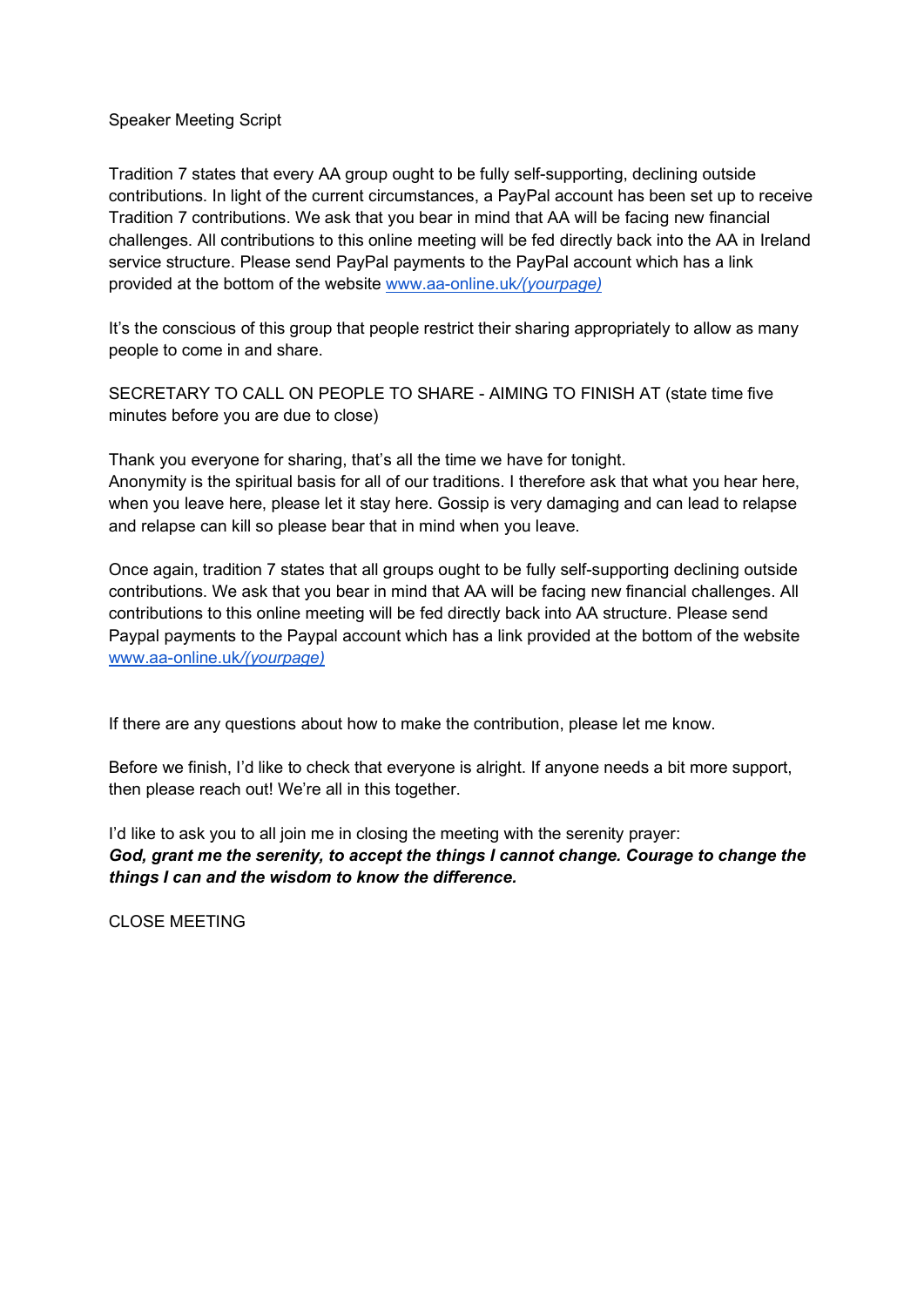Speaker Meeting Script

Tradition 7 states that every AA group ought to be fully self-supporting, declining outside contributions. In light of the current circumstances, a PayPal account has been set up to receive Tradition 7 contributions. We ask that you bear in mind that AA will be facing new financial challenges. All contributions to this online meeting will be fed directly back into the AA in Ireland service structure. Please send PayPal payments to the PayPal account which has a link provided at the bottom of the website www.aa-online.uk/*(yourpage)*

It's the conscious of this group that people restrict their sharing appropriately to allow as many people to come in and share.

SECRETARY TO CALL ON PEOPLE TO SHARE - AIMING TO FINISH AT (state time five minutes before you are due to close)

Thank you everyone for sharing, that's all the time we have for tonight.
Anonymity is the spiritual basis for all of our traditions. I therefore ask that what you hear here, when you leave here, please let it stay here. Gossip is very damaging and can lead to relapse and relapse can kill so please bear that in mind when you leave.

Once again, tradition 7 states that all groups ought to be fully self-supporting declining outside contributions. We ask that you bear in mind that AA will be facing new financial challenges. All contributions to this online meeting will be fed directly back into AA structure. Please send Paypal payments to the Paypal account which has a link provided at the bottom of the website www.aa-online.uk/*(yourpage)*

If there are any questions about how to make the contribution, please let me know.

Before we finish, I'd like to check that everyone is alright. If anyone needs a bit more support, then please reach out! We're all in this together.

I'd like to ask you to all join me in closing the meeting with the serenity prayer:
***God, grant me the serenity, to accept the things I cannot change. Courage to change the things I can and the wisdom to know the difference.***

CLOSE MEETING